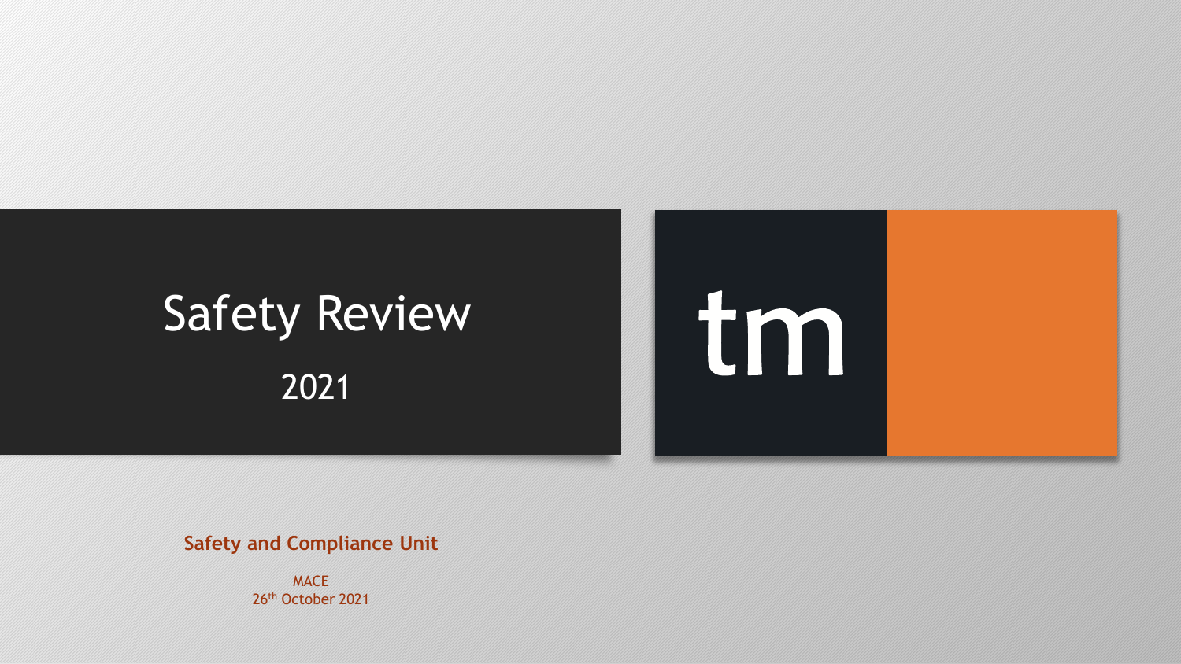# Safety Review

## 2021

tm

**Safety and Compliance Unit**

MACE

26th October 2021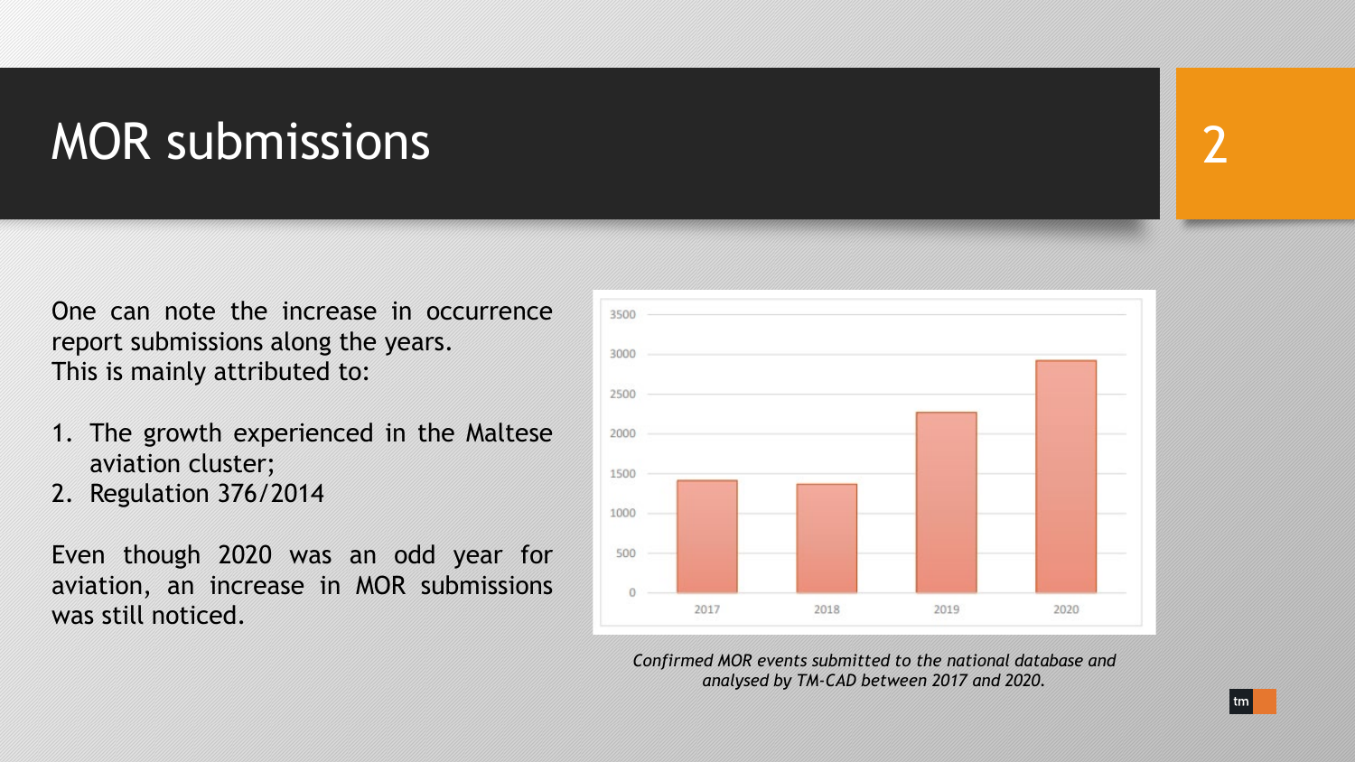# MOR submissions

One can note the increase in occurrence report submissions along the years.
This is mainly attributed to:

1. The growth experienced in the Maltese aviation cluster;
2. Regulation 376/2014

Even though 2020 was an odd year for aviation, an increase in MOR submissions was still noticed.

3500
3000
2500
2000
1500
1000
500
0

2017
2018
2019
2020

*Confirmed MOR events submitted to the national database and analysed by TM-CAD between 2017 and 2020.*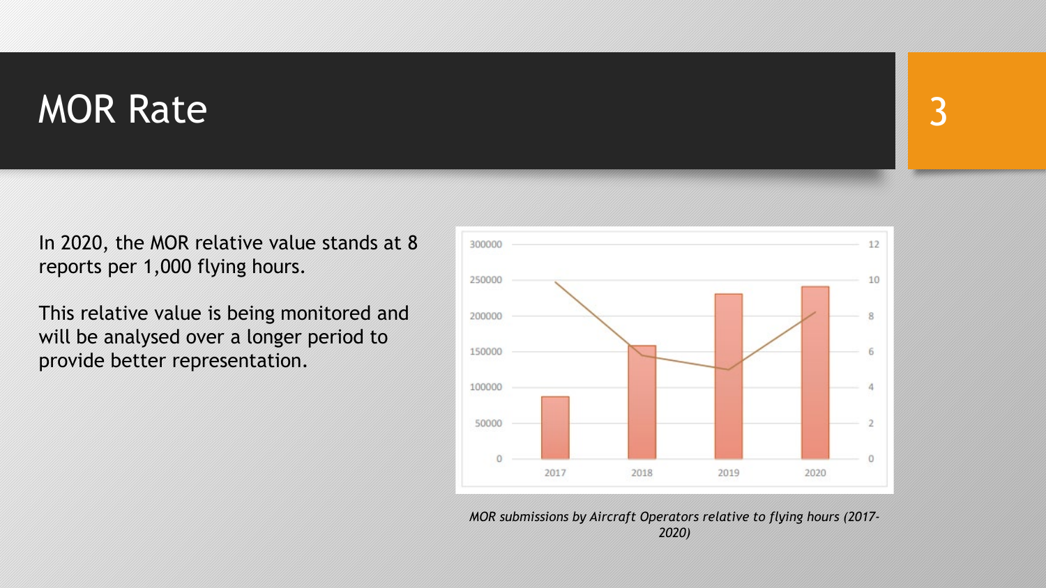# MOR Rate

In 2020, the MOR relative value stands at 8 reports per 1,000 flying hours.

This relative value is being monitored and will be analysed over a longer period to provide better representation.

300000
250000
200000
150000
100000
50000
0

12
10
8
6
4
2
0

2017
2018
2019
2020

*MOR submissions by Aircraft Operators relative to flying hours (2017-2020)*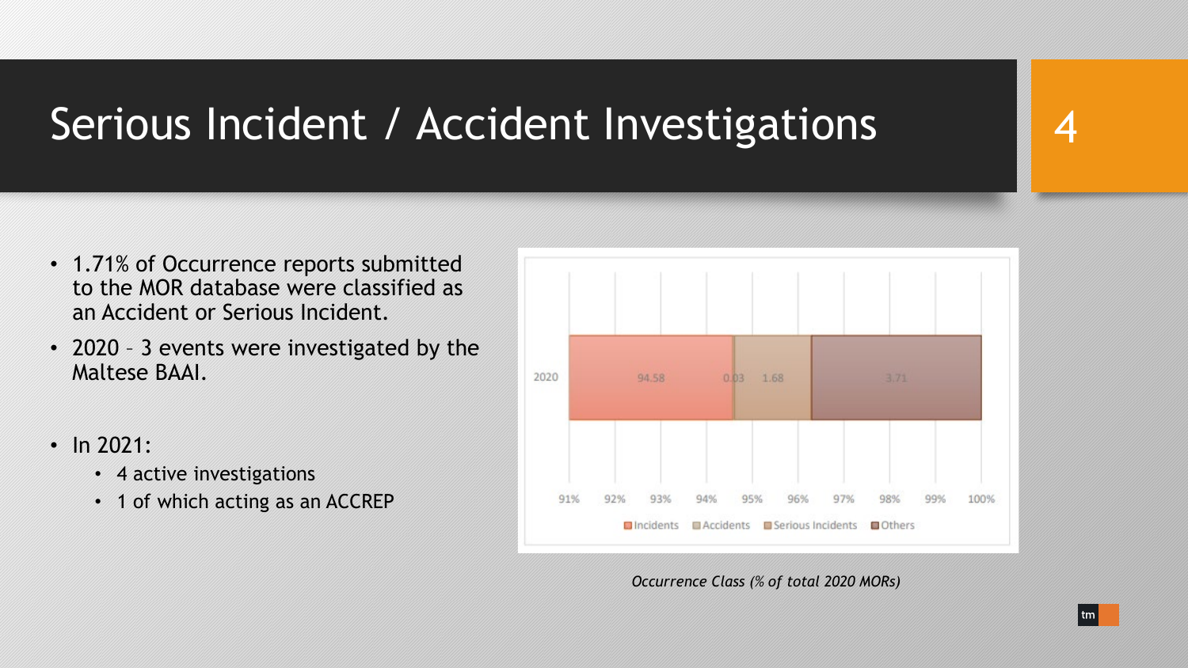# Serious Incident / Accident Investigations

- 1.71% of Occurrence reports submitted to the MOR database were classified as an Accident or Serious Incident.
- 2020 – 3 events were investigated by the Maltese BAAI.
- In 2021:
  - 4 active investigations
  - 1 of which acting as an ACCREP

2020

94.58

0.03

1.68

3.71

91% 92% 93% 94% 95% 96% 97% 98% 99% 100%

Incidents Accidents Serious Incidents Others

*Occurrence Class (% of total 2020 MORs)*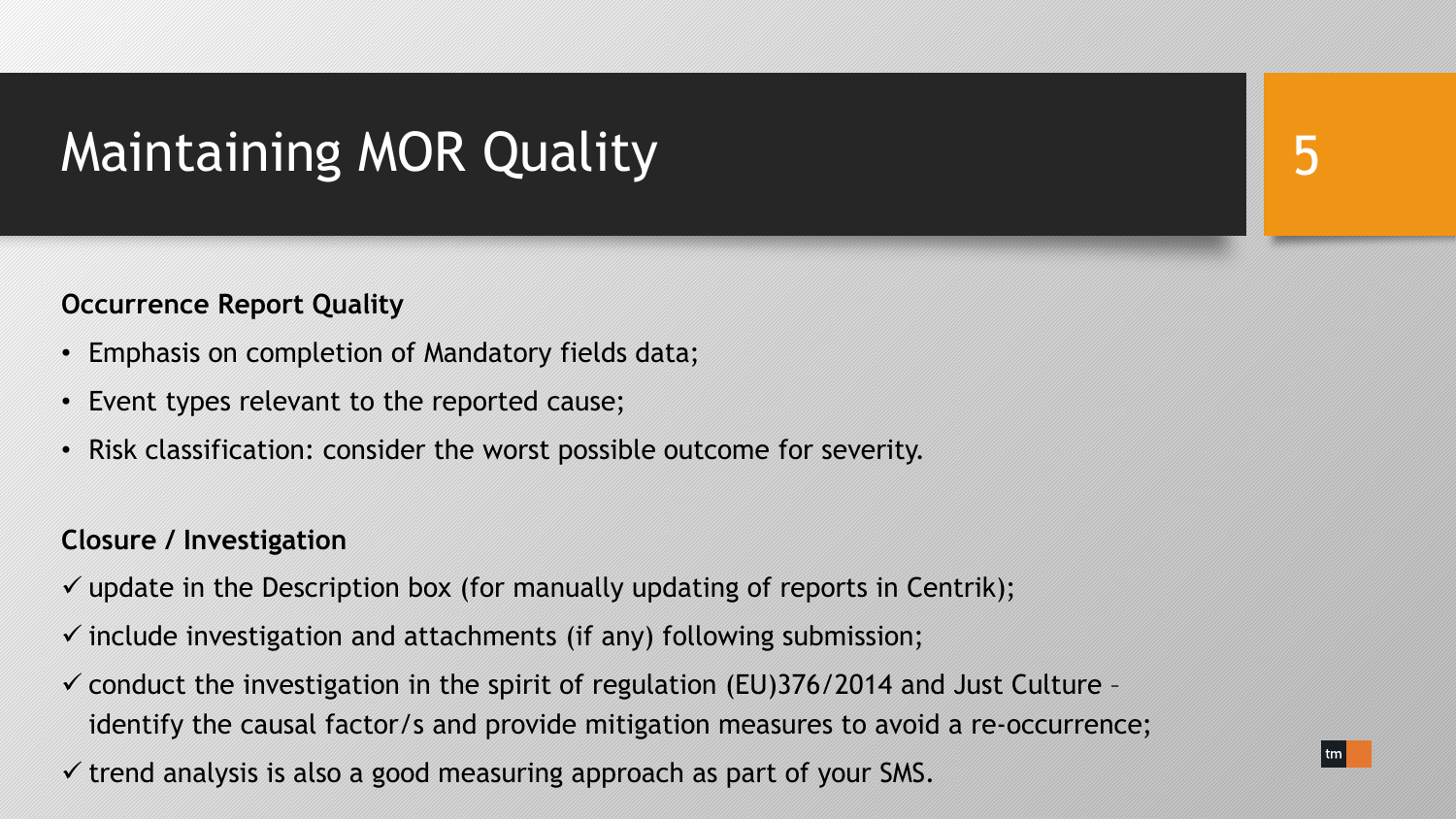# Maintaining MOR Quality

**Occurrence Report Quality**

- Emphasis on completion of Mandatory fields data;
- Event types relevant to the reported cause;
- Risk classification: consider the worst possible outcome for severity.

**Closure / Investigation**

- ✓ update in the Description box (for manually updating of reports in Centrik);
- ✓ include investigation and attachments (if any) following submission;
- ✓ conduct the investigation in the spirit of regulation (EU)376/2014 and Just Culture – identify the causal factor/s and provide mitigation measures to avoid a re-occurrence;
- ✓ trend analysis is also a good measuring approach as part of your SMS.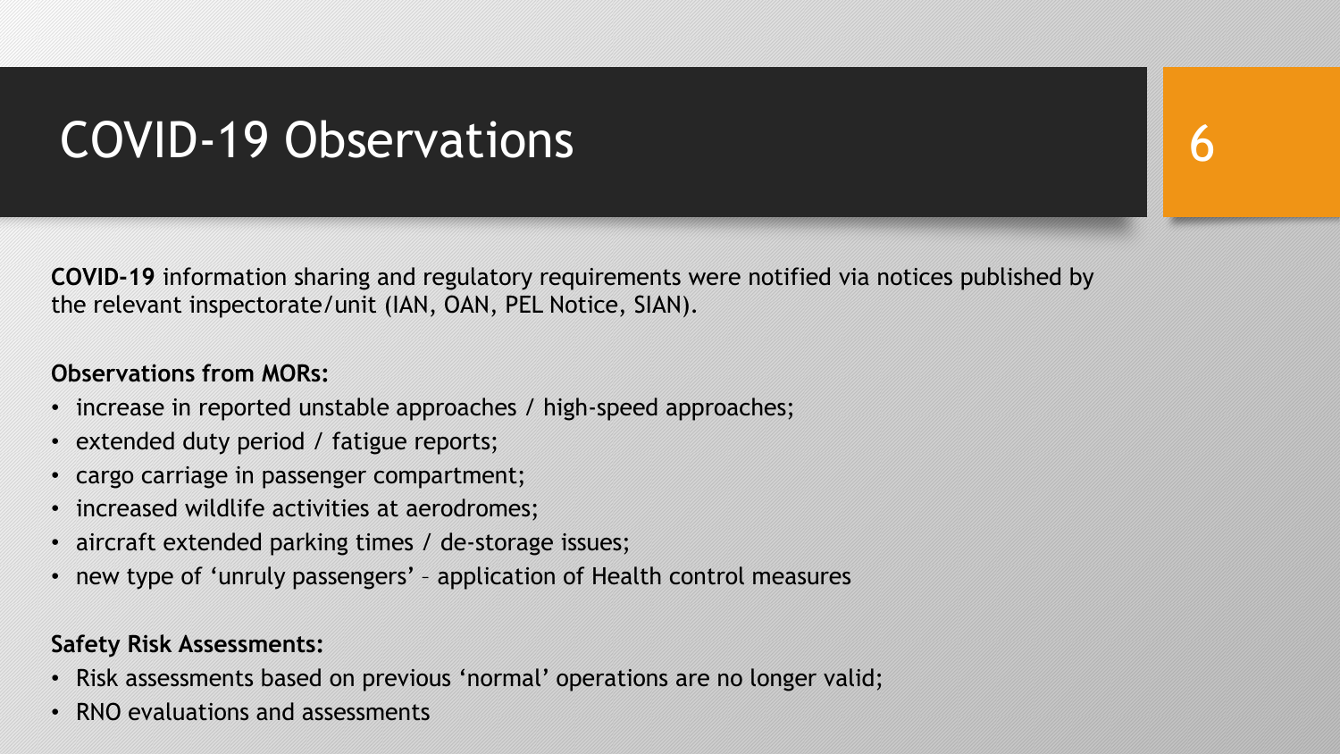# COVID-19 Observations

**COVID-19** information sharing and regulatory requirements were notified via notices published by the relevant inspectorate/unit (IAN, OAN, PEL Notice, SIAN).

**Observations from MORs:**

- increase in reported unstable approaches / high-speed approaches;
- extended duty period / fatigue reports;
- cargo carriage in passenger compartment;
- increased wildlife activities at aerodromes;
- aircraft extended parking times / de-storage issues;
- new type of 'unruly passengers' – application of Health control measures

**Safety Risk Assessments:**

- Risk assessments based on previous 'normal' operations are no longer valid;
- RNO evaluations and assessments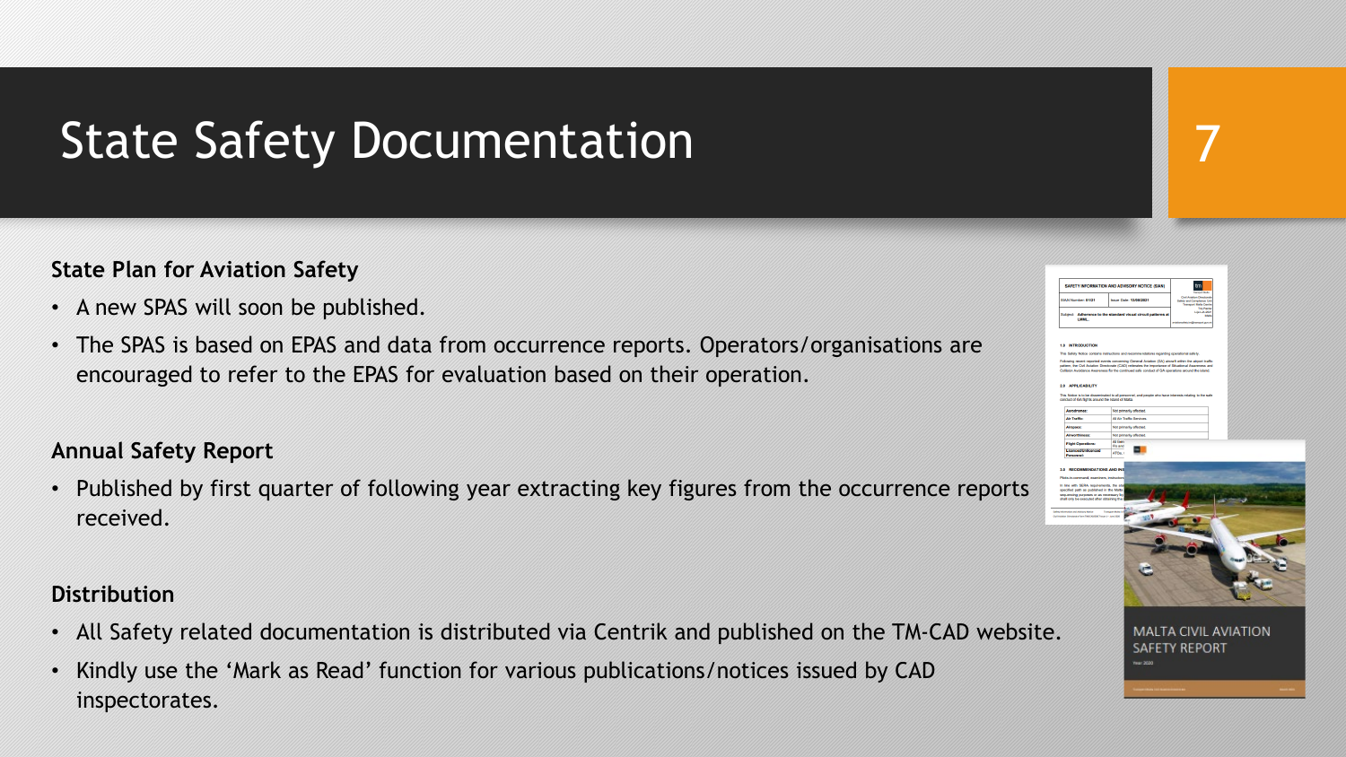# State Safety Documentation

### State Plan for Aviation Safety

- A new SPAS will soon be published.
- The SPAS is based on EPAS and data from occurrence reports. Operators/organisations are encouraged to refer to the EPAS for evaluation based on their operation.

### Annual Safety Report

- Published by first quarter of following year extracting key figures from the occurrence reports received.

### Distribution

- All Safety related documentation is distributed via Centrik and published on the TM-CAD website.
- Kindly use the 'Mark as Read' function for various publications/notices issued by CAD inspectorates.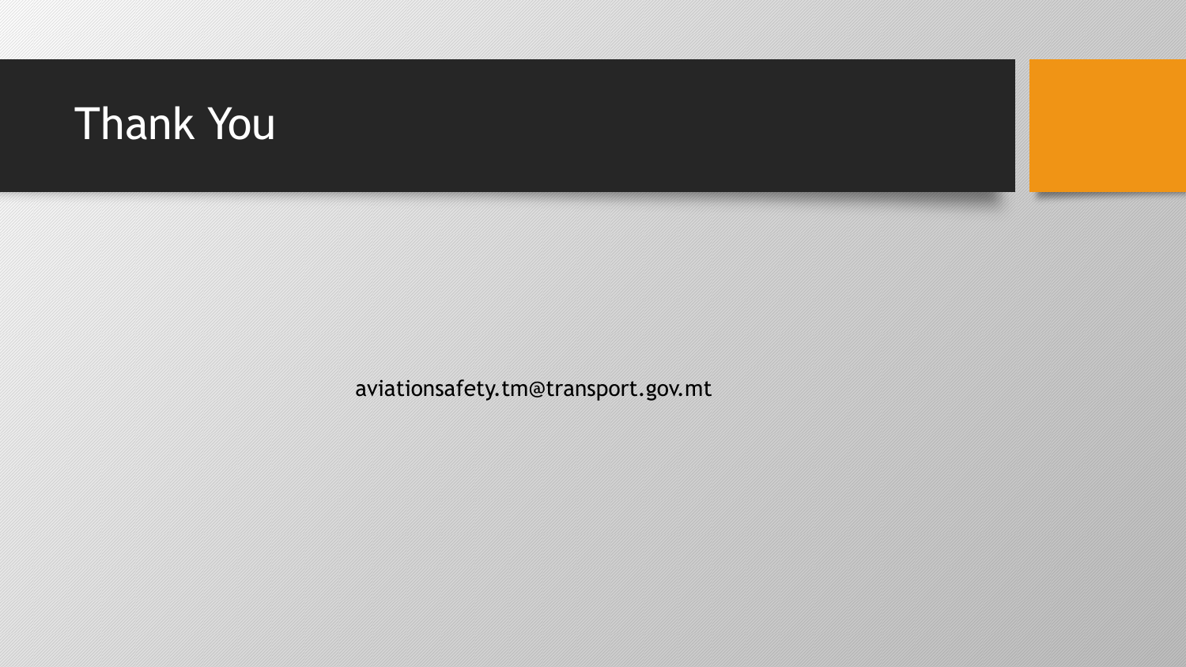# Thank You

aviationsafety.tm@transport.gov.mt